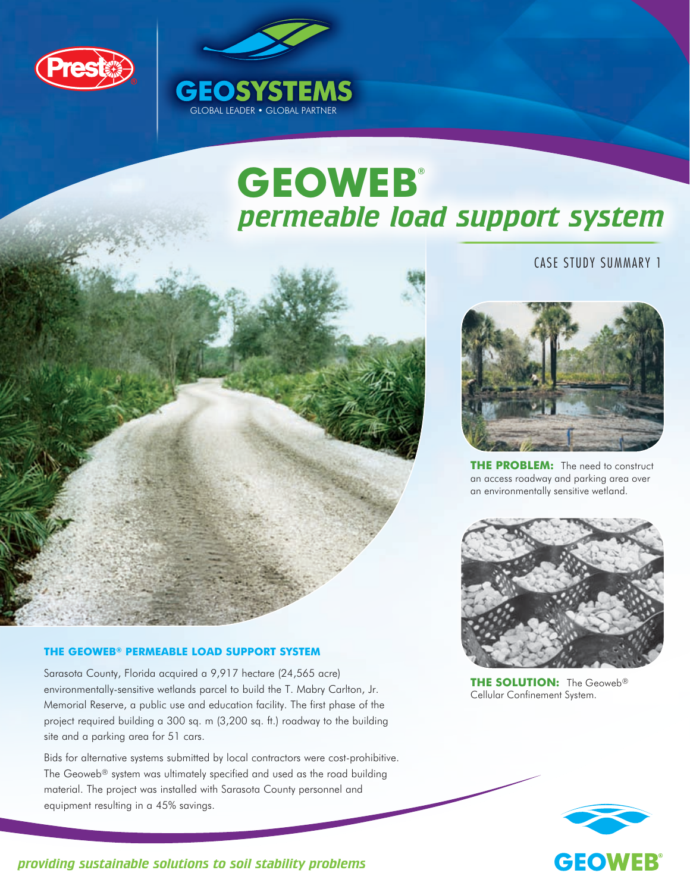Presto®

GEOSYSTEMS
GLOBAL LEADER • GLOBAL PARTNER

# GEOWEB®
## *permeable load support system*

CASE STUDY SUMMARY 1

**THE PROBLEM:** The need to construct an access roadway and parking area over an environmentally sensitive wetland.

**THE SOLUTION:** The Geoweb® Cellular Confinement System.

### THE GEOWEB® PERMEABLE LOAD SUPPORT SYSTEM

Sarasota County, Florida acquired a 9,917 hectare (24,565 acre) environmentally-sensitive wetlands parcel to build the T. Mabry Carlton, Jr. Memorial Reserve, a public use and education facility. The first phase of the project required building a 300 sq. m (3,200 sq. ft.) roadway to the building site and a parking area for 51 cars.

Bids for alternative systems submitted by local contractors were cost-prohibitive. The Geoweb® system was ultimately specified and used as the road building material. The project was installed with Sarasota County personnel and equipment resulting in a 45% savings.

*providing sustainable solutions to soil stability problems*

GEOWEB®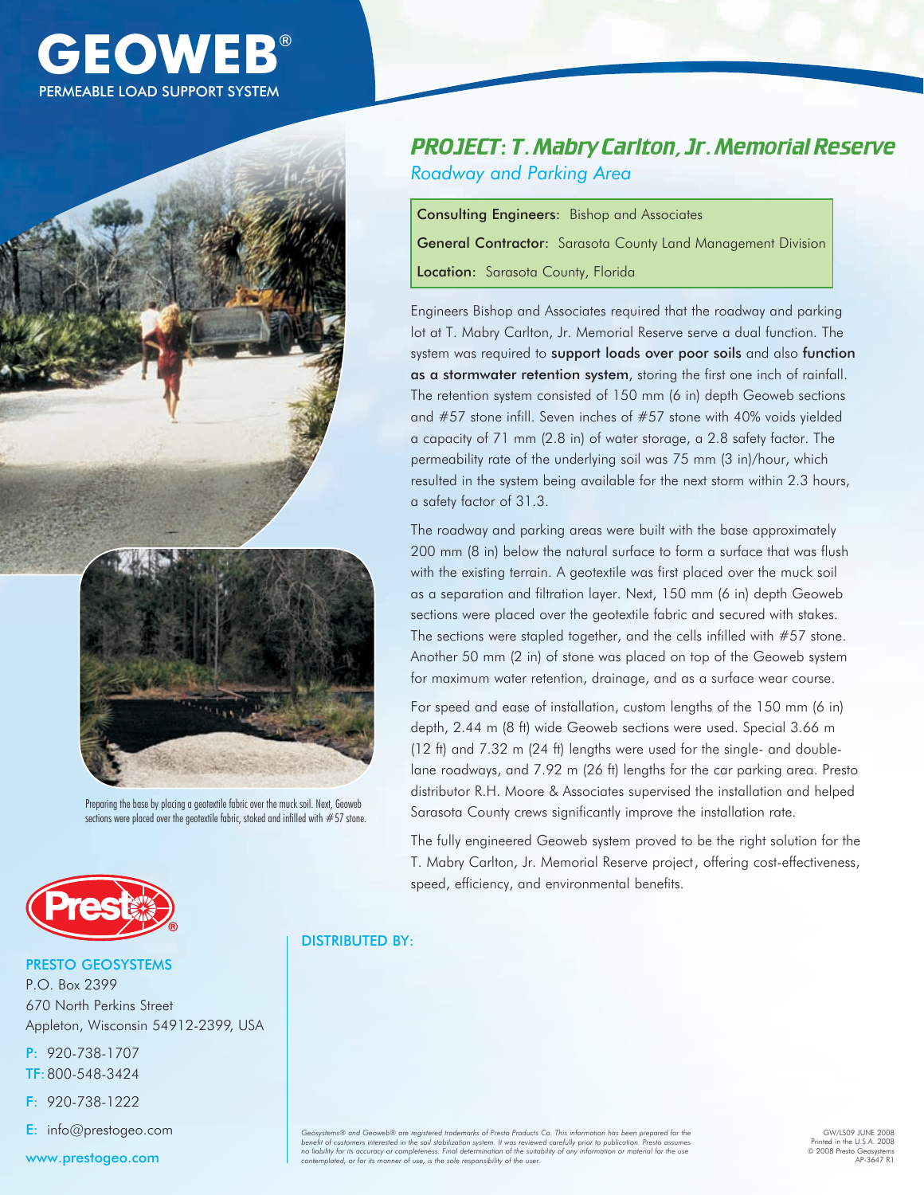# GEOWEB®

PERMEABLE LOAD SUPPORT SYSTEM

## *PROJECT: T. Mabry Carlton, Jr. Memorial Reserve*

*Roadway and Parking Area*

**Consulting Engineers:** Bishop and Associates

**General Contractor:** Sarasota County Land Management Division

**Location:** Sarasota County, Florida

Engineers Bishop and Associates required that the roadway and parking lot at T. Mabry Carlton, Jr. Memorial Reserve serve a dual function. The system was required to **support loads over poor soils** and also **function as a stormwater retention system**, storing the first one inch of rainfall. The retention system consisted of 150 mm (6 in) depth Geoweb sections and #57 stone infill. Seven inches of #57 stone with 40% voids yielded a capacity of 71 mm (2.8 in) of water storage, a 2.8 safety factor. The permeability rate of the underlying soil was 75 mm (3 in)/hour, which resulted in the system being available for the next storm within 2.3 hours, a safety factor of 31.3.

The roadway and parking areas were built with the base approximately 200 mm (8 in) below the natural surface to form a surface that was flush with the existing terrain. A geotextile was first placed over the muck soil as a separation and filtration layer. Next, 150 mm (6 in) depth Geoweb sections were placed over the geotextile fabric and secured with stakes. The sections were stapled together, and the cells infilled with #57 stone. Another 50 mm (2 in) of stone was placed on top of the Geoweb system for maximum water retention, drainage, and as a surface wear course.

For speed and ease of installation, custom lengths of the 150 mm (6 in) depth, 2.44 m (8 ft) wide Geoweb sections were used. Special 3.66 m (12 ft) and 7.32 m (24 ft) lengths were used for the single- and double-lane roadways, and 7.92 m (26 ft) lengths for the car parking area. Presto distributor R.H. Moore & Associates supervised the installation and helped Sarasota County crews significantly improve the installation rate.

The fully engineered Geoweb system proved to be the right solution for the T. Mabry Carlton, Jr. Memorial Reserve project, offering cost-effectiveness, speed, efficiency, and environmental benefits.

Preparing the base by placing a geotextile fabric over the muck soil. Next, Geoweb sections were placed over the geotextile fabric, staked and infilled with #57 stone.

**PRESTO GEOSYSTEMS**
P.O. Box 2399
670 North Perkins Street
Appleton, Wisconsin 54912-2399, USA

P: 920-738-1707
TF: 800-548-3424
F: 920-738-1222
E: info@prestogeo.com
www.prestogeo.com

DISTRIBUTED BY:

*Geosystems® and Geoweb® are registered trademarks of Presto Products Co. This information has been prepared for the benefit of customers interested in the soil stabilization system. It was reviewed carefully prior to publication. Presto assumes no liability for its accuracy or completeness. Final determination of the suitability of any information or material for the use contemplated, or for its manner of use, is the sole responsibility of the user.*

GW/LS09 JUNE 2008
Printed in the U.S.A. 2008
© 2008 Presto Geosystems
AP-3647 R1